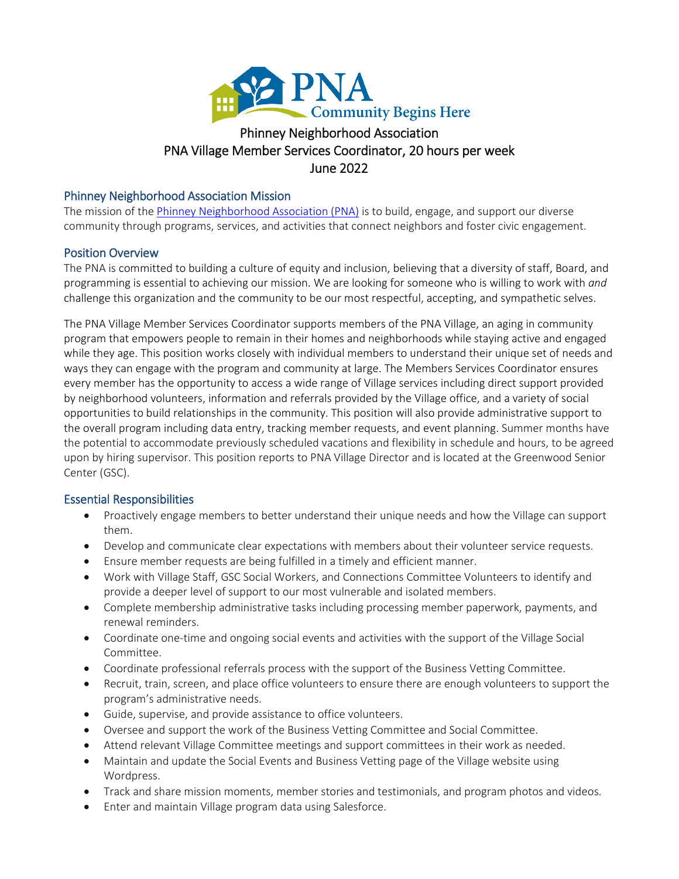PNA Community Begins Here

# Phinney Neighborhood Association
## PNA Village Member Services Coordinator, 20 hours per week
## June 2022

### Phinney Neighborhood Association Mission

The mission of the [Phinney Neighborhood Association (PNA)]() is to build, engage, and support our diverse community through programs, services, and activities that connect neighbors and foster civic engagement.

### Position Overview

The PNA is committed to building a culture of equity and inclusion, believing that a diversity of staff, Board, and programming is essential to achieving our mission. We are looking for someone who is willing to work with *and* challenge this organization and the community to be our most respectful, accepting, and sympathetic selves.

The PNA Village Member Services Coordinator supports members of the PNA Village, an aging in community program that empowers people to remain in their homes and neighborhoods while staying active and engaged while they age. This position works closely with individual members to understand their unique set of needs and ways they can engage with the program and community at large. The Members Services Coordinator ensures every member has the opportunity to access a wide range of Village services including direct support provided by neighborhood volunteers, information and referrals provided by the Village office, and a variety of social opportunities to build relationships in the community. This position will also provide administrative support to the overall program including data entry, tracking member requests, and event planning. Summer months have the potential to accommodate previously scheduled vacations and flexibility in schedule and hours, to be agreed upon by hiring supervisor. This position reports to PNA Village Director and is located at the Greenwood Senior Center (GSC).

### Essential Responsibilities

- Proactively engage members to better understand their unique needs and how the Village can support them.
- Develop and communicate clear expectations with members about their volunteer service requests.
- Ensure member requests are being fulfilled in a timely and efficient manner.
- Work with Village Staff, GSC Social Workers, and Connections Committee Volunteers to identify and provide a deeper level of support to our most vulnerable and isolated members.
- Complete membership administrative tasks including processing member paperwork, payments, and renewal reminders.
- Coordinate one-time and ongoing social events and activities with the support of the Village Social Committee.
- Coordinate professional referrals process with the support of the Business Vetting Committee.
- Recruit, train, screen, and place office volunteers to ensure there are enough volunteers to support the program's administrative needs.
- Guide, supervise, and provide assistance to office volunteers.
- Oversee and support the work of the Business Vetting Committee and Social Committee.
- Attend relevant Village Committee meetings and support committees in their work as needed.
- Maintain and update the Social Events and Business Vetting page of the Village website using Wordpress.
- Track and share mission moments, member stories and testimonials, and program photos and videos.
- Enter and maintain Village program data using Salesforce.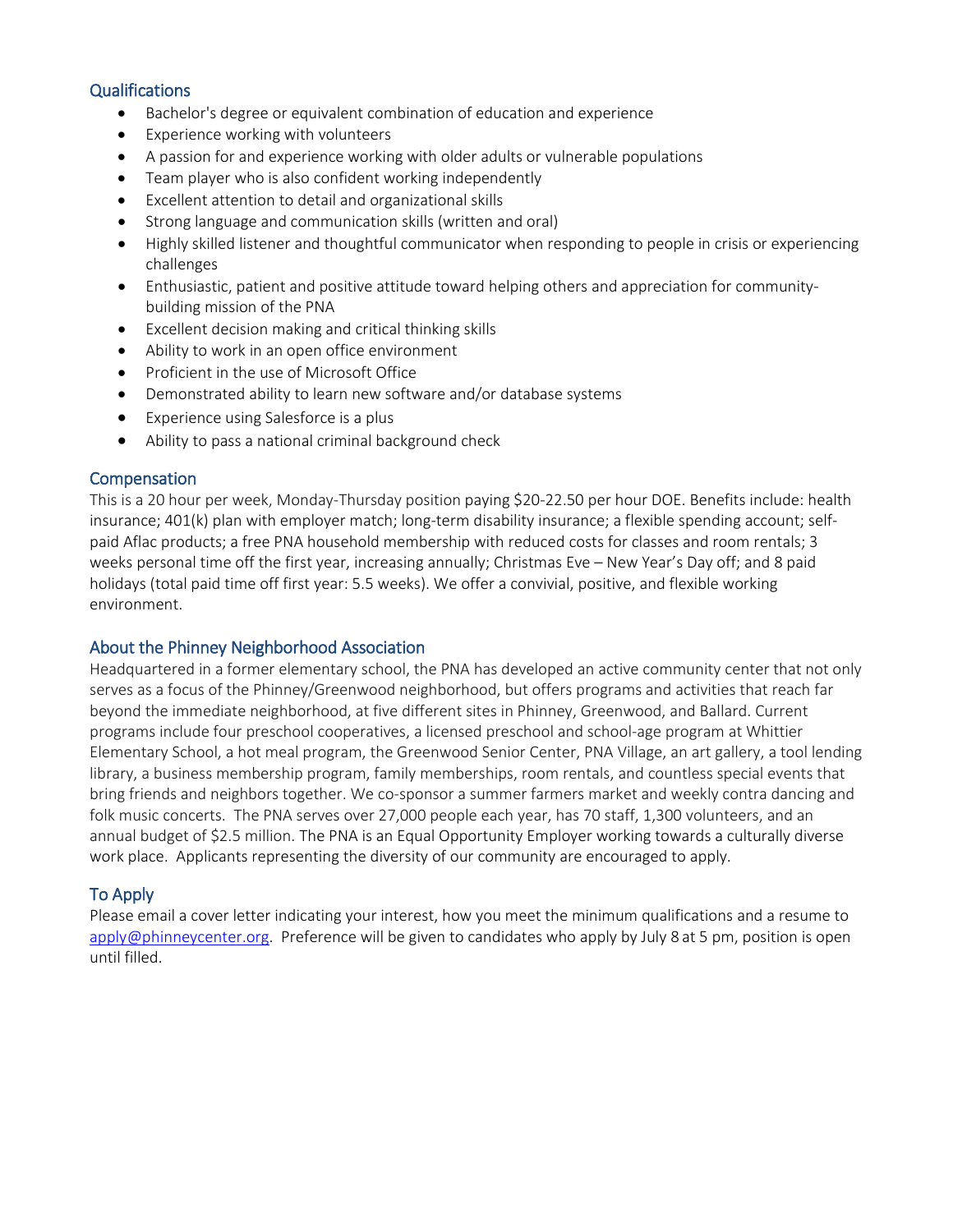## Qualifications

- Bachelor's degree or equivalent combination of education and experience
- Experience working with volunteers
- A passion for and experience working with older adults or vulnerable populations
- Team player who is also confident working independently
- Excellent attention to detail and organizational skills
- Strong language and communication skills (written and oral)
- Highly skilled listener and thoughtful communicator when responding to people in crisis or experiencing challenges
- Enthusiastic, patient and positive attitude toward helping others and appreciation for community-building mission of the PNA
- Excellent decision making and critical thinking skills
- Ability to work in an open office environment
- Proficient in the use of Microsoft Office
- Demonstrated ability to learn new software and/or database systems
- Experience using Salesforce is a plus
- Ability to pass a national criminal background check

## Compensation

This is a 20 hour per week, Monday-Thursday position paying $20-22.50 per hour DOE. Benefits include: health insurance; 401(k) plan with employer match; long-term disability insurance; a flexible spending account; self-paid Aflac products; a free PNA household membership with reduced costs for classes and room rentals; 3 weeks personal time off the first year, increasing annually; Christmas Eve – New Year's Day off; and 8 paid holidays (total paid time off first year: 5.5 weeks). We offer a convivial, positive, and flexible working environment.

## About the Phinney Neighborhood Association

Headquartered in a former elementary school, the PNA has developed an active community center that not only serves as a focus of the Phinney/Greenwood neighborhood, but offers programs and activities that reach far beyond the immediate neighborhood, at five different sites in Phinney, Greenwood, and Ballard. Current programs include four preschool cooperatives, a licensed preschool and school-age program at Whittier Elementary School, a hot meal program, the Greenwood Senior Center, PNA Village, an art gallery, a tool lending library, a business membership program, family memberships, room rentals, and countless special events that bring friends and neighbors together. We co-sponsor a summer farmers market and weekly contra dancing and folk music concerts. The PNA serves over 27,000 people each year, has 70 staff, 1,300 volunteers, and an annual budget of $2.5 million. The PNA is an Equal Opportunity Employer working towards a culturally diverse work place. Applicants representing the diversity of our community are encouraged to apply.

## To Apply

Please email a cover letter indicating your interest, how you meet the minimum qualifications and a resume to apply@phinneycenter.org. Preference will be given to candidates who apply by July 8 at 5 pm, position is open until filled.